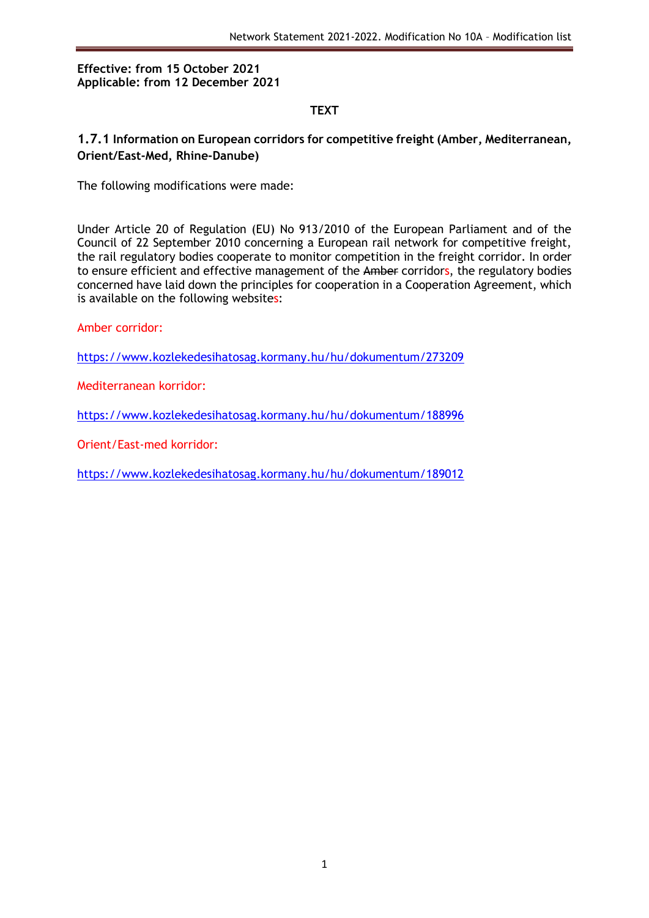**Effective: from 15 October 2021**
**Applicable: from 12 December 2021**

**TEXT**

### 1.7.1 Information on European corridors for competitive freight (Amber, Mediterranean, Orient/East-Med, Rhine-Danube)

The following modifications were made:

Under Article 20 of Regulation (EU) No 913/2010 of the European Parliament and of the Council of 22 September 2010 concerning a European rail network for competitive freight, the rail regulatory bodies cooperate to monitor competition in the freight corridor. In order to ensure efficient and effective management of the ~~Amber~~ corridors, the regulatory bodies concerned have laid down the principles for cooperation in a Cooperation Agreement, which is available on the following websites:

Amber corridor:

https://www.kozlekedesihatosag.kormany.hu/hu/dokumentum/273209

Mediterranean korridor:

https://www.kozlekedesihatosag.kormany.hu/hu/dokumentum/188996

Orient/East-med korridor:

https://www.kozlekedesihatosag.kormany.hu/hu/dokumentum/189012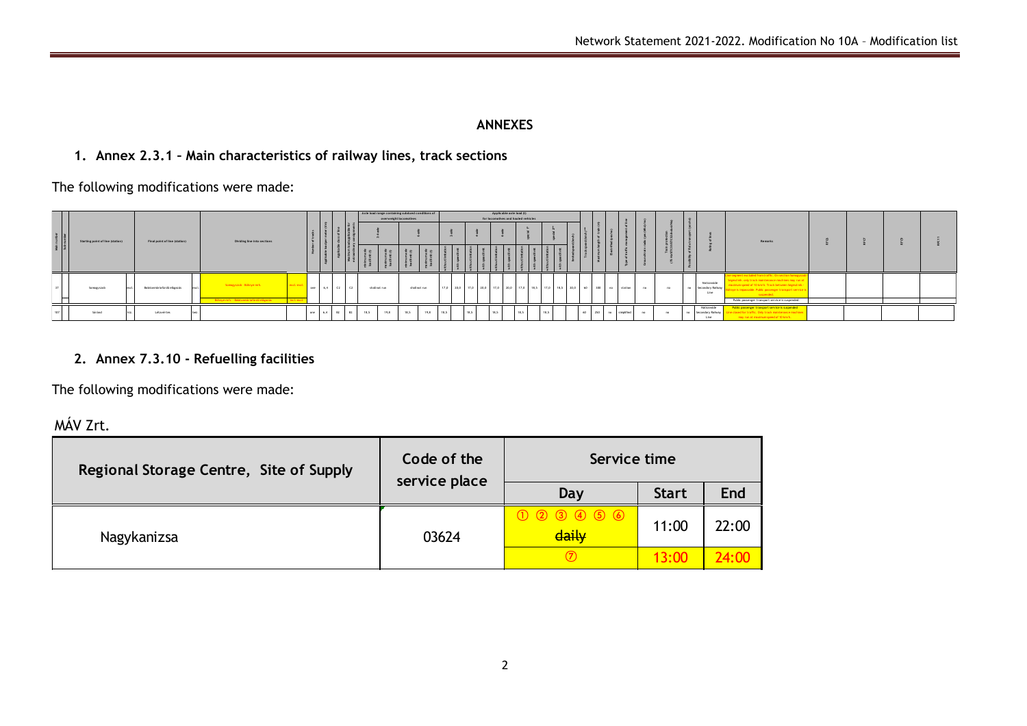# ANNEXES

## 1. Annex 2.3.1 – Main characteristics of railway lines, track sections

The following modifications were made:

| Main number | Sub-number | Starting point of line (station) | | Final point of line (station) | | Dividing line into sections | | Number of tracks | Applicable burden (per meter) (t/m) | Applicable class of line | Maximum load applicable for axle load range | Axle load range containing subsidized conditions of overweight locomotives | Applicable axle load (t) for locomotives and hauled vehicles | Track speed (km/h) | Maximum length of train (m) | Electrified (yes/no) | Type of traffic management of line | Ground-train radio (yes/no) | Train protection | Possibility of fuel transport | Rating of line | Remarks |
|---|---|---|---|---|---|---|---|---|---|---|---|---|---|---|---|---|---|---|---|---|---|---|
| 37 | | Somogyszob | excl. | Balatonmáriafürdő elágazás | excl. | Somogyszob – Böhönye-verh. | excl.-excl. | one | 6,4 | C2 | C2 | shall not run / shall not run | 17,0 20,0 17,0 20,0 17,0 20,0 17,0 18,5 17,0 18,5 20,0 | 60 | 300 | no | station | no | no | no | Nationwide Secondary Railway Line | Line segment excluded from traffic. Stretch Somogyszob – Böhönye-verh. only track maintenance machines may run at maximum speed of 10 km/h. Track between Böhönye-verh. – Balatonmáriafürdő elágazás is impassable. Public passenger transport service is suspended. |
| | | | | | | Böhönye-verh. – Balatonmáriafürdő elágazás | excl.-excl. | | | | | | | | | | | | | | | Public passenger transport service is suspended. |
| 107 | | Sáránd | incl. | Létavértes | incl. | | | one | 6,4 | B2 | B2 | 18,5 19,8 18,5 19,8 | 18,5 18,5 18,5 18,5 18,5 | 60 | 250 | no | simplified | no | no | no | Nationwide Secondary Railway Line | Public passenger transport service is suspended. Line closed for traffic. Only track maintenance machines may run at maximum speed of 10 km/h. |

## 2. Annex 7.3.10 - Refuelling facilities

The following modifications were made:

MÁV Zrt.

| Regional Storage Centre, Site of Supply | Code of the service place | Service time | | |
|---|---|---|---|---|
| | | Day | Start | End |
| Nagykanizsa | 03624 | ① ② ③ ④ ⑤ ⑥ ~~daily~~ | 11:00 | 22:00 |
| | | ⑦ | 13:00 | 24:00 |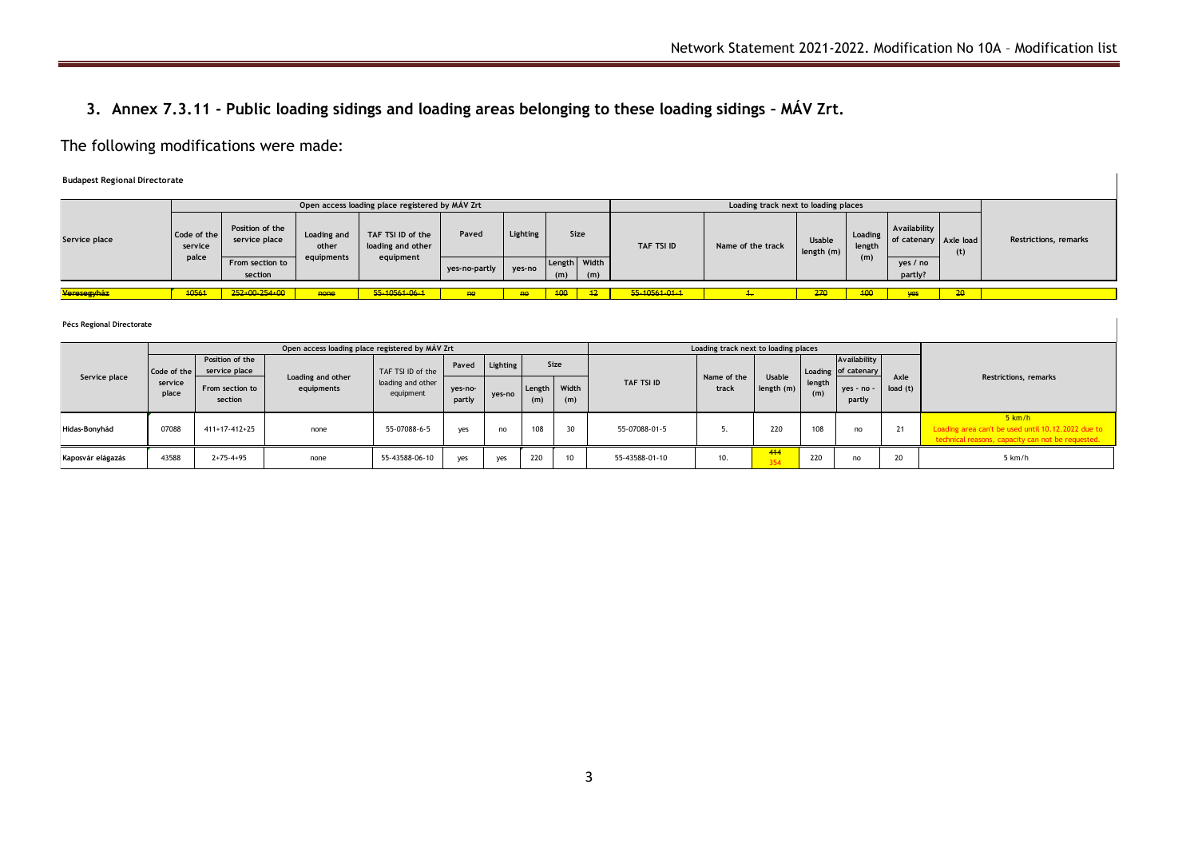## 3. Annex 7.3.11 - Public loading sidings and loading areas belonging to these loading sidings – MÁV Zrt.

The following modifications were made:

**Budapest Regional Directorate**

| Service place | Open access loading place registered by MÁV Zrt | | | | | | | | Loading track next to loading places | | | | | | Restrictions, remarks |
|---|---|---|---|---|---|---|---|---|---|---|---|---|---|---|---|
| | Code of the service palce | Position of the service place From section to section | Loading and other equipments | TAF TSI ID of the loading and other equipment | Paved yes-no-partly | Lighting yes-no | Size Length (m) | Size Width (m) | TAF TSI ID | Name of the track | Usable length (m) | Loading length (m) | Availability of catenary yes / no partly? | Axle load (t) | |
| ~~Veresegyház~~ | ~~10561~~ | ~~252+00-254+00~~ | ~~none~~ | ~~55-10561-06-1~~ | ~~no~~ | ~~no~~ | ~~100~~ | ~~12~~ | ~~55-10561-01-1~~ | ~~1.~~ | ~~270~~ | ~~100~~ | ~~yes~~ | ~~20~~ | |

**Pécs Regional Directorate**

| Service place | Open access loading place registered by MÁV Zrt | | | | | | | | Loading track next to loading places | | | | | | Restrictions, remarks |
|---|---|---|---|---|---|---|---|---|---|---|---|---|---|---|---|
| | Code of the service place | Position of the service place From section to section | Loading and other equipments | TAF TSI ID of the loading and other equipment | Paved yes-no-partly | Lighting yes-no | Size Length (m) | Size Width (m) | TAF TSI ID | Name of the track | Usable length (m) | Loading length (m) | Availability of catenary yes - no - partly | Axle load (t) | |
| Hidas-Bonyhád | 07088 | 411+17-412+25 | none | 55-07088-6-5 | yes | no | 108 | 30 | 55-07088-01-5 | 5. | 220 | 108 | no | 21 | 5 km/h Loading area can't be used until 10.12.2022 due to technical reasons, capacity can not be requested. |
| Kaposvár elágazás | 43588 | 2+75-4+95 | none | 55-43588-06-10 | yes | yes | 220 | 10 | 55-43588-01-10 | 10. | ~~414~~ 354 | 220 | no | 20 | 5 km/h |